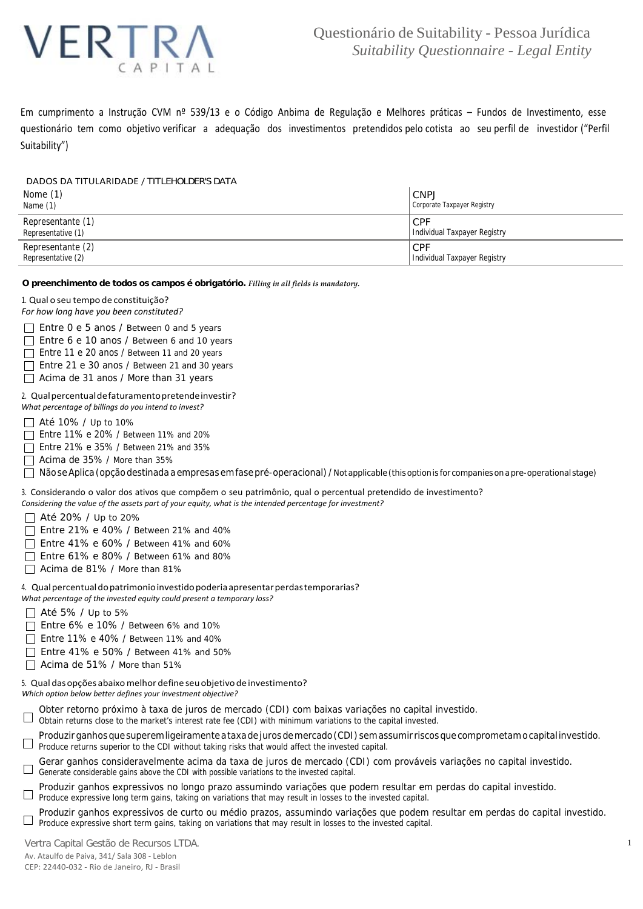VERTRA CAPITAL

# Questionário de Suitability - Pessoa Jurídica
## *Suitability Questionnaire - Legal Entity*

Em cumprimento a Instrução CVM nº 539/13 e o Código Anbima de Regulação e Melhores práticas – Fundos de Investimento, esse questionário tem como objetivo verificar a adequação dos investimentos pretendidos pelo cotista ao seu perfil de investidor ("Perfil Suitability")

DADOS DA TITULARIDADE / TITLEHOLDER'S DATA

| | |
|---|---|
| Nome (1)<br>Name (1) | CNPJ<br>Corporate Taxpayer Registry |
| Representante (1)<br>Representative (1) | CPF<br>Individual Taxpayer Registry |
| Representante (2)<br>Representative (2) | CPF<br>Individual Taxpayer Registry |

**O preenchimento de todos os campos é obrigatório.** ***Filling in all fields is mandatory.***

1. Qual o seu tempo de constituição?
*For how long have you been constituted?*

- ☐ Entre 0 e 5 anos / Between 0 and 5 years
- ☐ Entre 6 e 10 anos / Between 6 and 10 years
- ☐ Entre 11 e 20 anos / Between 11 and 20 years
- ☐ Entre 21 e 30 anos / Between 21 and 30 years
- ☐ Acima de 31 anos / More than 31 years

2. Qual percentual de faturamento pretende investir?
*What percentage of billings do you intend to invest?*

- ☐ Até 10% / Up to 10%
- ☐ Entre 11% e 20% / Between 11% and 20%
- ☐ Entre 21% e 35% / Between 21% and 35%
- ☐ Acima de 35% / More than 35%
- ☐ Não se Aplica (opção destinada a empresas em fase pré-operacional) / Not applicable (this option is for companies on a pre-operational stage)

3. Considerando o valor dos ativos que compõem o seu patrimônio, qual o percentual pretendido de investimento?
*Considering the value of the assets part of your equity, what is the intended percentage for investment?*

- ☐ Até 20% / Up to 20%
- ☐ Entre 21% e 40% / Between 21% and 40%
- ☐ Entre 41% e 60% / Between 41% and 60%
- ☐ Entre 61% e 80% / Between 61% and 80%
- ☐ Acima de 81% / More than 81%

4. Qual percentual do patrimonio investido poderia apresentar perdas temporarias?
*What percentage of the invested equity could present a temporary loss?*

- ☐ Até 5% / Up to 5%
- ☐ Entre 6% e 10% / Between 6% and 10%
- ☐ Entre 11% e 40% / Between 11% and 40%
- ☐ Entre 41% e 50% / Between 41% and 50%
- ☐ Acima de 51% / More than 51%

5. Qual das opções abaixo melhor define seu objetivo de investimento?
*Which option below better defines your investment objective?*

- ☐ Obter retorno próximo à taxa de juros de mercado (CDI) com baixas variações no capital investido.
  Obtain returns close to the market's interest rate fee (CDI) with minimum variations to the capital invested.
- ☐ Produzir ganhos que superem ligeiramente a taxa de juros de mercado (CDI) sem assumir riscos que comprometam o capital investido.
  Produce returns superior to the CDI without taking risks that would affect the invested capital.
- ☐ Gerar ganhos consideravelmente acima da taxa de juros de mercado (CDI) com prováveis variações no capital investido.
  Generate considerable gains above the CDI with possible variations to the invested capital.
- ☐ Produzir ganhos expressivos no longo prazo assumindo variações que podem resultar em perdas do capital investido.
  Produce expressive long term gains, taking on variations that may result in losses to the invested capital.
- ☐ Produzir ganhos expressivos de curto ou médio prazos, assumindo variações que podem resultar em perdas do capital investido.
  Produce expressive short term gains, taking on variations that may result in losses to the invested capital.

Vertra Capital Gestão de Recursos LTDA.
Av. Ataulfo de Paiva, 341/ Sala 308 - Leblon
CEP: 22440-032 - Rio de Janeiro, RJ - Brasil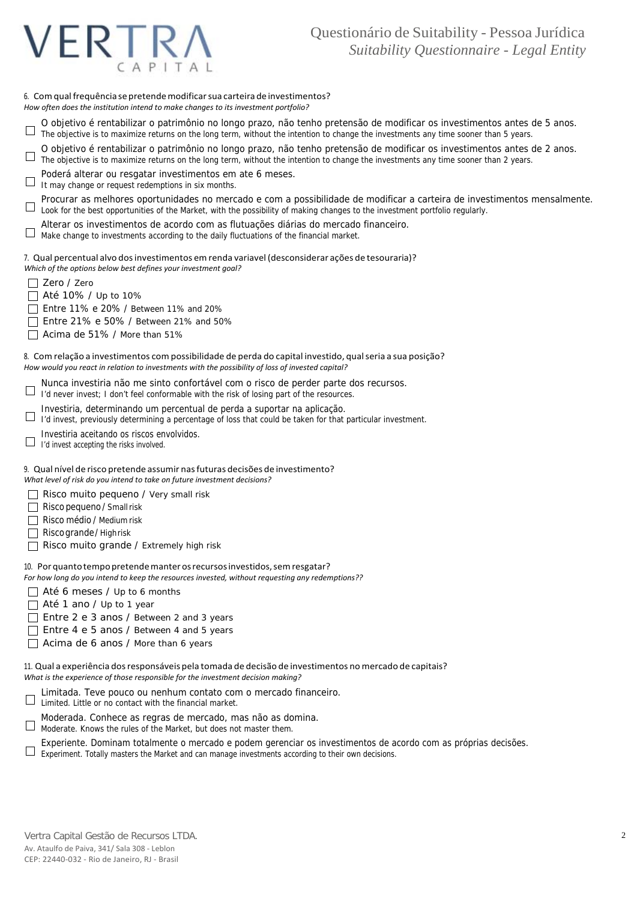6. Com qual frequência se pretende modificar sua carteira de investimentos?
*How often does the institution intend to make changes to its investment portfolio?*

- ☐ O objetivo é rentabilizar o patrimônio no longo prazo, não tenho pretensão de modificar os investimentos antes de 5 anos.
  The objective is to maximize returns on the long term, without the intention to change the investments any time sooner than 5 years.
- ☐ O objetivo é rentabilizar o patrimônio no longo prazo, não tenho pretensão de modificar os investimentos antes de 2 anos.
  The objective is to maximize returns on the long term, without the intention to change the investments any time sooner than 2 years.
- ☐ Poderá alterar ou resgatar investimentos em ate 6 meses.
  It may change or request redemptions in six months.
- ☐ Procurar as melhores oportunidades no mercado e com a possibilidade de modificar a carteira de investimentos mensalmente.
  Look for the best opportunities of the Market, with the possibility of making changes to the investment portfolio regularly.
- ☐ Alterar os investimentos de acordo com as flutuações diárias do mercado financeiro.
  Make change to investments according to the daily fluctuations of the financial market.

7. Qual percentual alvo dos investimentos em renda variavel (desconsiderar ações de tesouraria)?
*Which of the options below best defines your investment goal?*

- ☐ Zero / Zero
- ☐ Até 10% / Up to 10%
- ☐ Entre 11% e 20% / Between 11% and 20%
- ☐ Entre 21% e 50% / Between 21% and 50%
- ☐ Acima de 51% / More than 51%

8. Com relação a investimentos com possibilidade de perda do capital investido, qual seria a sua posição?
*How would you react in relation to investments with the possibility of loss of invested capital?*

- ☐ Nunca investiria não me sinto confortável com o risco de perder parte dos recursos.
  I'd never invest; I don't feel conformable with the risk of losing part of the resources.
- ☐ Investiria, determinando um percentual de perda a suportar na aplicação.
  I'd invest, previously determining a percentage of loss that could be taken for that particular investment.
- ☐ Investiria aceitando os riscos envolvidos.
  I'd invest accepting the risks involved.

9. Qual nível de risco pretende assumir nas futuras decisões de investimento?
*What level of risk do you intend to take on future investment decisions?*

- ☐ Risco muito pequeno / Very small risk
- ☐ Risco pequeno / Small risk
- ☐ Risco médio / Medium risk
- ☐ Risco grande / High risk
- ☐ Risco muito grande / Extremely high risk

10. Por quanto tempo pretende manter os recursos investidos, sem resgatar?
*For how long do you intend to keep the resources invested, without requesting any redemptions??*

- ☐ Até 6 meses / Up to 6 months
- ☐ Até 1 ano / Up to 1 year
- ☐ Entre 2 e 3 anos / Between 2 and 3 years
- ☐ Entre 4 e 5 anos / Between 4 and 5 years
- ☐ Acima de 6 anos / More than 6 years

11. Qual a experiência dos responsáveis pela tomada de decisão de investimentos no mercado de capitais?
*What is the experience of those responsible for the investment decision making?*

- ☐ Limitada. Teve pouco ou nenhum contato com o mercado financeiro.
  Limited. Little or no contact with the financial market.
- ☐ Moderada. Conhece as regras de mercado, mas não as domina.
  Moderate. Knows the rules of the Market, but does not master them.
- ☐ Experiente. Dominam totalmente o mercado e podem gerenciar os investimentos de acordo com as próprias decisões.
  Experiment. Totally masters the Market and can manage investments according to their own decisions.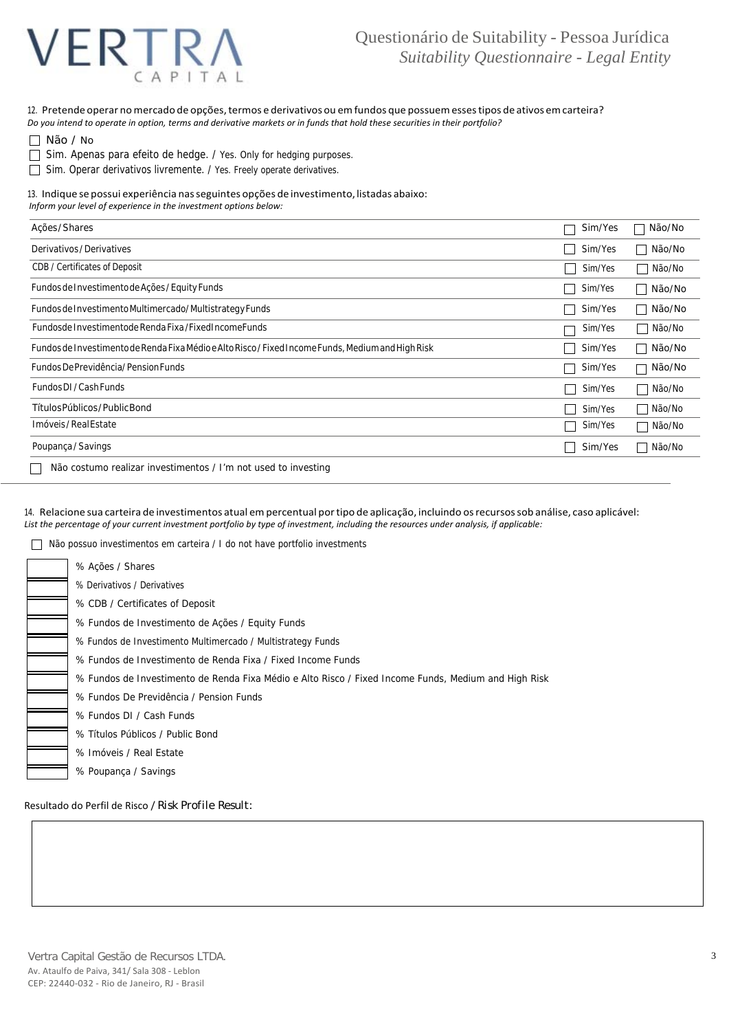12. Pretende operar no mercado de opções, termos e derivativos ou em fundos que possuem esses tipos de ativos em carteira?
*Do you intend to operate in option, terms and derivative markets or in funds that hold these securities in their portfolio?*

- ☐ Não / No
- ☐ Sim. Apenas para efeito de hedge. / Yes. Only for hedging purposes.
- ☐ Sim. Operar derivativos livremente. / Yes. Freely operate derivatives.

13. Indique se possui experiência nas seguintes opções de investimento, listadas abaixo:
*Inform your level of experience in the investment options below:*

| | | |
|---|---|---|
| Ações / Shares | ☐ Sim/Yes | ☐ Não/No |
| Derivativos / Derivatives | ☐ Sim/Yes | ☐ Não/No |
| CDB / Certificates of Deposit | ☐ Sim/Yes | ☐ Não/No |
| Fundos de Investimento de Ações / Equity Funds | ☐ Sim/Yes | ☐ Não/No |
| Fundos de Investimento Multimercado / Multistrategy Funds | ☐ Sim/Yes | ☐ Não/No |
| Fundos de Investimento de Renda Fixa / Fixed Income Funds | ☐ Sim/Yes | ☐ Não/No |
| Fundos de Investimento de Renda Fixa Médio e Alto Risco / Fixed Income Funds, Medium and High Risk | ☐ Sim/Yes | ☐ Não/No |
| Fundos De Previdência / Pension Funds | ☐ Sim/Yes | ☐ Não/No |
| Fundos DI / Cash Funds | ☐ Sim/Yes | ☐ Não/No |
| Títulos Públicos / Public Bond | ☐ Sim/Yes | ☐ Não/No |
| Imóveis / Real Estate | ☐ Sim/Yes | ☐ Não/No |
| Poupança / Savings | ☐ Sim/Yes | ☐ Não/No |

☐ Não costumo realizar investimentos / I'm not used to investing

14. Relacione sua carteira de investimentos atual em percentual por tipo de aplicação, incluindo os recursos sob análise, caso aplicável:
*List the percentage of your current investment portfolio by type of investment, including the resources under analysis, if applicable:*

☐ Não possuo investimentos em carteira / I do not have portfolio investments

- ____ % Ações / Shares
- ____ % Derivativos / Derivatives
- ____ % CDB / Certificates of Deposit
- ____ % Fundos de Investimento de Ações / Equity Funds
- ____ % Fundos de Investimento Multimercado / Multistrategy Funds
- ____ % Fundos de Investimento de Renda Fixa / Fixed Income Funds
- ____ % Fundos de Investimento de Renda Fixa Médio e Alto Risco / Fixed Income Funds, Medium and High Risk
- ____ % Fundos De Previdência / Pension Funds
- ____ % Fundos DI / Cash Funds
- ____ % Títulos Públicos / Public Bond
- ____ % Imóveis / Real Estate
- ____ % Poupança / Savings

Resultado do Perfil de Risco / Risk Profile Result:

Vertra Capital Gestão de Recursos LTDA.
Av. Ataulfo de Paiva, 341/ Sala 308 - Leblon
CEP: 22440-032 - Rio de Janeiro, RJ - Brasil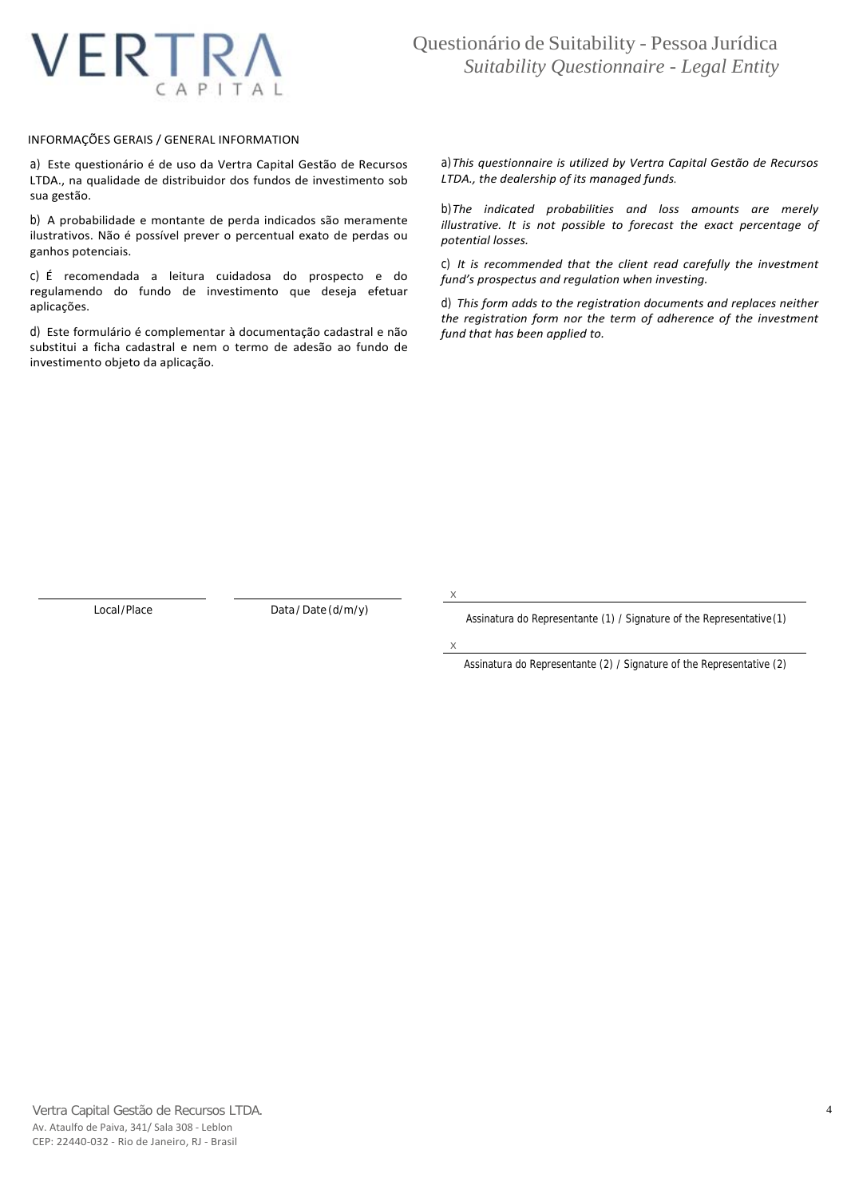INFORMAÇÕES GERAIS / GENERAL INFORMATION

a) Este questionário é de uso da Vertra Capital Gestão de Recursos LTDA., na qualidade de distribuidor dos fundos de investimento sob sua gestão.

b) A probabilidade e montante de perda indicados são meramente ilustrativos. Não é possível prever o percentual exato de perdas ou ganhos potenciais.

c) É recomendada a leitura cuidadosa do prospecto e do regulamendo do fundo de investimento que deseja efetuar aplicações.

d) Este formulário é complementar à documentação cadastral e não substitui a ficha cadastral e nem o termo de adesão ao fundo de investimento objeto da aplicação.

a) *This questionnaire is utilized by Vertra Capital Gestão de Recursos LTDA., the dealership of its managed funds.*

b) *The indicated probabilities and loss amounts are merely illustrative. It is not possible to forecast the exact percentage of potential losses.*

c) *It is recommended that the client read carefully the investment fund's prospectus and regulation when investing.*

d) *This form adds to the registration documents and replaces neither the registration form nor the term of adherence of the investment fund that has been applied to.*

Local/Place

Data/Date (d/m/y)

X

Assinatura do Representante (1) / Signature of the Representative (1)

X

Assinatura do Representante (2) / Signature of the Representative (2)

Vertra Capital Gestão de Recursos LTDA.
Av. Ataulfo de Paiva, 341/ Sala 308 - Leblon
CEP: 22440-032 - Rio de Janeiro, RJ - Brasil